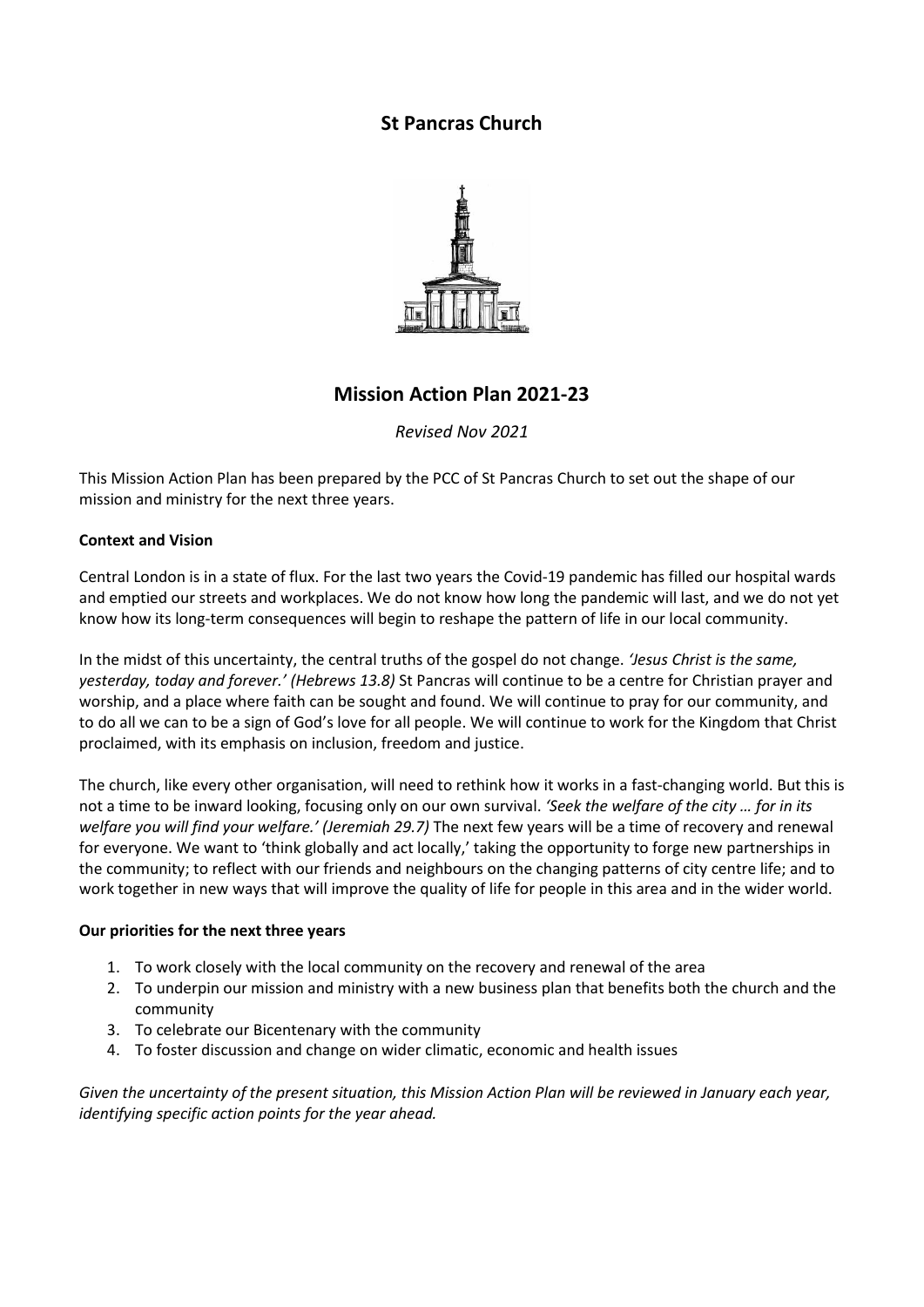# St Pancras Church

## Mission Action Plan 2021-23

*Revised Nov 2021*

This Mission Action Plan has been prepared by the PCC of St Pancras Church to set out the shape of our mission and ministry for the next three years.

**Context and Vision**

Central London is in a state of flux. For the last two years the Covid-19 pandemic has filled our hospital wards and emptied our streets and workplaces. We do not know how long the pandemic will last, and we do not yet know how its long-term consequences will begin to reshape the pattern of life in our local community.

In the midst of this uncertainty, the central truths of the gospel do not change. *'Jesus Christ is the same, yesterday, today and forever.' (Hebrews 13.8)* St Pancras will continue to be a centre for Christian prayer and worship, and a place where faith can be sought and found. We will continue to pray for our community, and to do all we can to be a sign of God's love for all people. We will continue to work for the Kingdom that Christ proclaimed, with its emphasis on inclusion, freedom and justice.

The church, like every other organisation, will need to rethink how it works in a fast-changing world. But this is not a time to be inward looking, focusing only on our own survival. *'Seek the welfare of the city … for in its welfare you will find your welfare.' (Jeremiah 29.7)* The next few years will be a time of recovery and renewal for everyone. We want to 'think globally and act locally,' taking the opportunity to forge new partnerships in the community; to reflect with our friends and neighbours on the changing patterns of city centre life; and to work together in new ways that will improve the quality of life for people in this area and in the wider world.

**Our priorities for the next three years**

1. To work closely with the local community on the recovery and renewal of the area
2. To underpin our mission and ministry with a new business plan that benefits both the church and the community
3. To celebrate our Bicentenary with the community
4. To foster discussion and change on wider climatic, economic and health issues

*Given the uncertainty of the present situation, this Mission Action Plan will be reviewed in January each year, identifying specific action points for the year ahead.*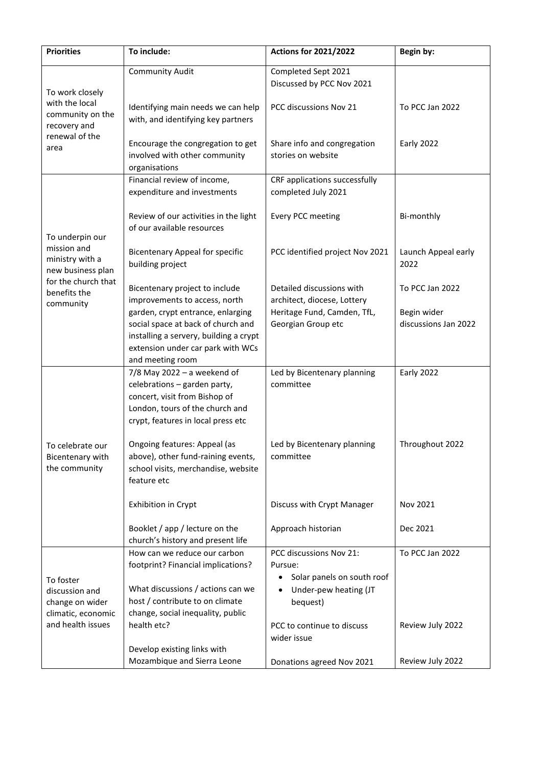| Priorities | To include: | Actions for 2021/2022 | Begin by: |
|---|---|---|---|
| To work closely with the local community on the recovery and renewal of the area | Community Audit | Completed Sept 2021<br>Discussed by PCC Nov 2021 | |
| | Identifying main needs we can help with, and identifying key partners | PCC discussions Nov 21 | To PCC Jan 2022 |
| | Encourage the congregation to get involved with other community organisations | Share info and congregation stories on website | Early 2022 |
| To underpin our mission and ministry with a new business plan for the church that benefits the community | Financial review of income, expenditure and investments | CRF applications successfully completed July 2021 | |
| | Review of our activities in the light of our available resources | Every PCC meeting | Bi-monthly |
| | Bicentenary Appeal for specific building project | PCC identified project Nov 2021 | Launch Appeal early 2022 |
| | Bicentenary project to include improvements to access, north garden, crypt entrance, enlarging social space at back of church and installing a servery, building a crypt extension under car park with WCs and meeting room | Detailed discussions with architect, diocese, Lottery Heritage Fund, Camden, TfL, Georgian Group etc | To PCC Jan 2022<br><br>Begin wider discussions Jan 2022 |
| To celebrate our Bicentenary with the community | 7/8 May 2022 – a weekend of celebrations – garden party, concert, visit from Bishop of London, tours of the church and crypt, features in local press etc | Led by Bicentenary planning committee | Early 2022 |
| | Ongoing features: Appeal (as above), other fund-raining events, school visits, merchandise, website feature etc | Led by Bicentenary planning committee | Throughout 2022 |
| | Exhibition in Crypt | Discuss with Crypt Manager | Nov 2021 |
| | Booklet / app / lecture on the church's history and present life | Approach historian | Dec 2021 |
| To foster discussion and change on wider climatic, economic and health issues | How can we reduce our carbon footprint? Financial implications? | PCC discussions Nov 21:<br>Pursue:<br>• Solar panels on south roof<br>• Under-pew heating (JT bequest) | To PCC Jan 2022 |
| | What discussions / actions can we host / contribute to on climate change, social inequality, public health etc? | PCC to continue to discuss wider issue | Review July 2022 |
| | Develop existing links with Mozambique and Sierra Leone | Donations agreed Nov 2021 | Review July 2022 |